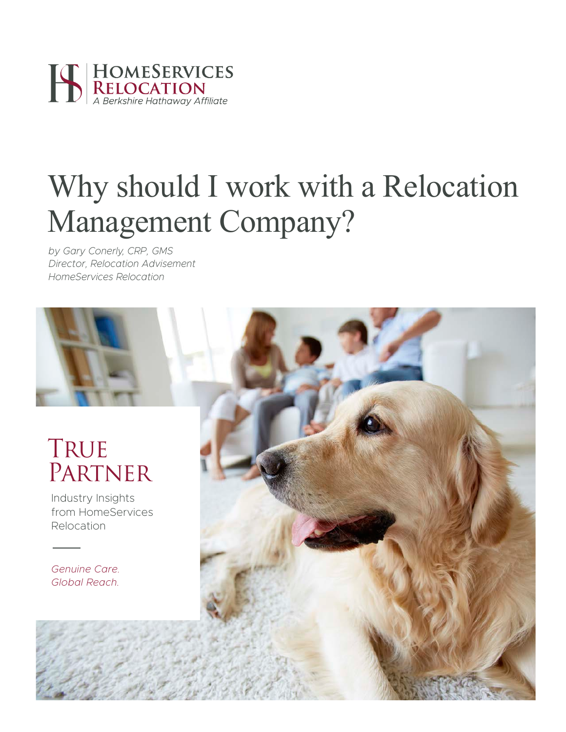HomeServices Relocation
*A Berkshire Hathaway Affiliate*

# Why should I work with a Relocation Management Company?

*by Gary Conerly, CRP, GMS*
*Director, Relocation Advisement*
*HomeServices Relocation*

## True Partner

Industry Insights from HomeServices Relocation

*Genuine Care.*
*Global Reach.*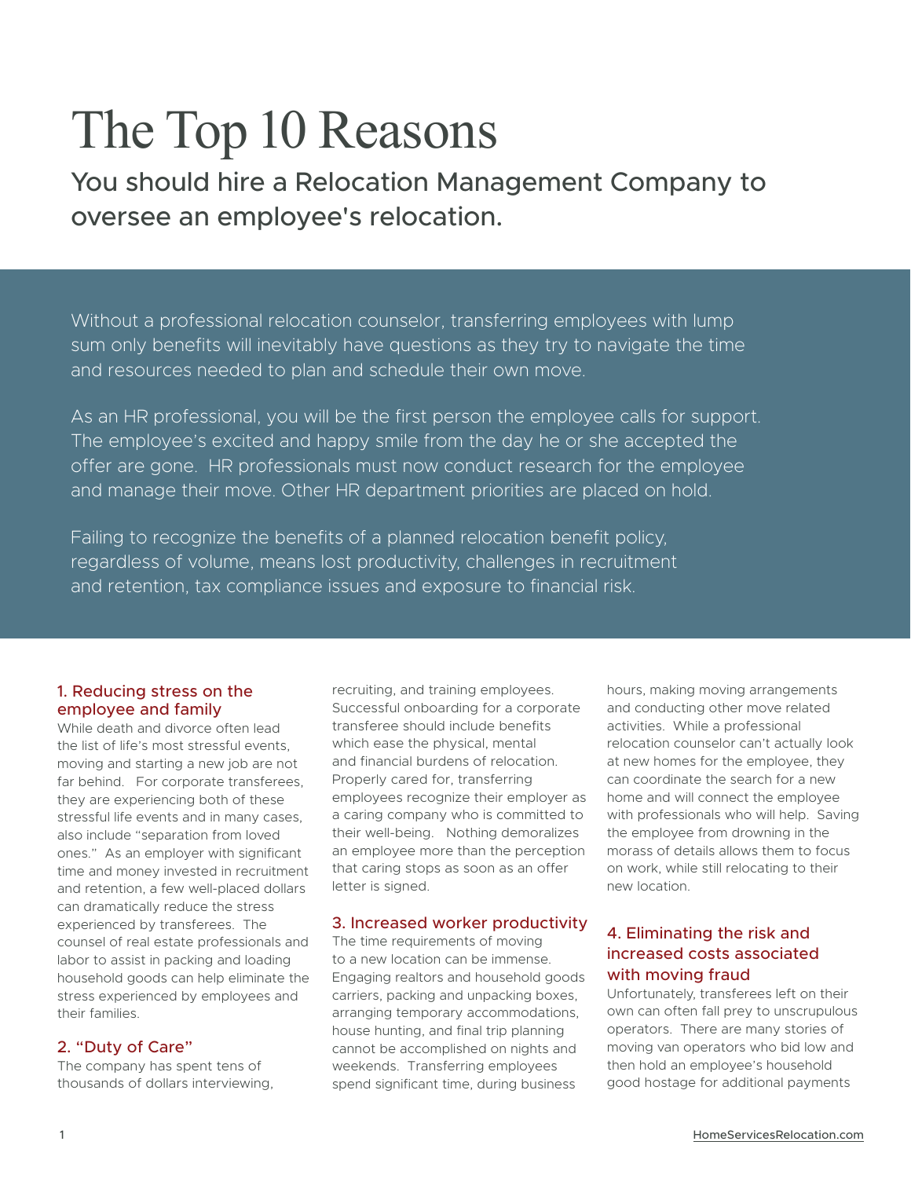# The Top 10 Reasons

## You should hire a Relocation Management Company to oversee an employee's relocation.

Without a professional relocation counselor, transferring employees with lump sum only benefits will inevitably have questions as they try to navigate the time and resources needed to plan and schedule their own move.

As an HR professional, you will be the first person the employee calls for support. The employee's excited and happy smile from the day he or she accepted the offer are gone. HR professionals must now conduct research for the employee and manage their move. Other HR department priorities are placed on hold.

Failing to recognize the benefits of a planned relocation benefit policy, regardless of volume, means lost productivity, challenges in recruitment and retention, tax compliance issues and exposure to financial risk.

### 1. Reducing stress on the employee and family

While death and divorce often lead the list of life's most stressful events, moving and starting a new job are not far behind. For corporate transferees, they are experiencing both of these stressful life events and in many cases, also include "separation from loved ones." As an employer with significant time and money invested in recruitment and retention, a few well-placed dollars can dramatically reduce the stress experienced by transferees. The counsel of real estate professionals and labor to assist in packing and loading household goods can help eliminate the stress experienced by employees and their families.

### 2. "Duty of Care"

The company has spent tens of thousands of dollars interviewing, recruiting, and training employees. Successful onboarding for a corporate transferee should include benefits which ease the physical, mental and financial burdens of relocation. Properly cared for, transferring employees recognize their employer as a caring company who is committed to their well-being. Nothing demoralizes an employee more than the perception that caring stops as soon as an offer letter is signed.

### 3. Increased worker productivity

The time requirements of moving to a new location can be immense. Engaging realtors and household goods carriers, packing and unpacking boxes, arranging temporary accommodations, house hunting, and final trip planning cannot be accomplished on nights and weekends. Transferring employees spend significant time, during business hours, making moving arrangements and conducting other move related activities. While a professional relocation counselor can't actually look at new homes for the employee, they can coordinate the search for a new home and will connect the employee with professionals who will help. Saving the employee from drowning in the morass of details allows them to focus on work, while still relocating to their new location.

### 4. Eliminating the risk and increased costs associated with moving fraud

Unfortunately, transferees left on their own can often fall prey to unscrupulous operators. There are many stories of moving van operators who bid low and then hold an employee's household good hostage for additional payments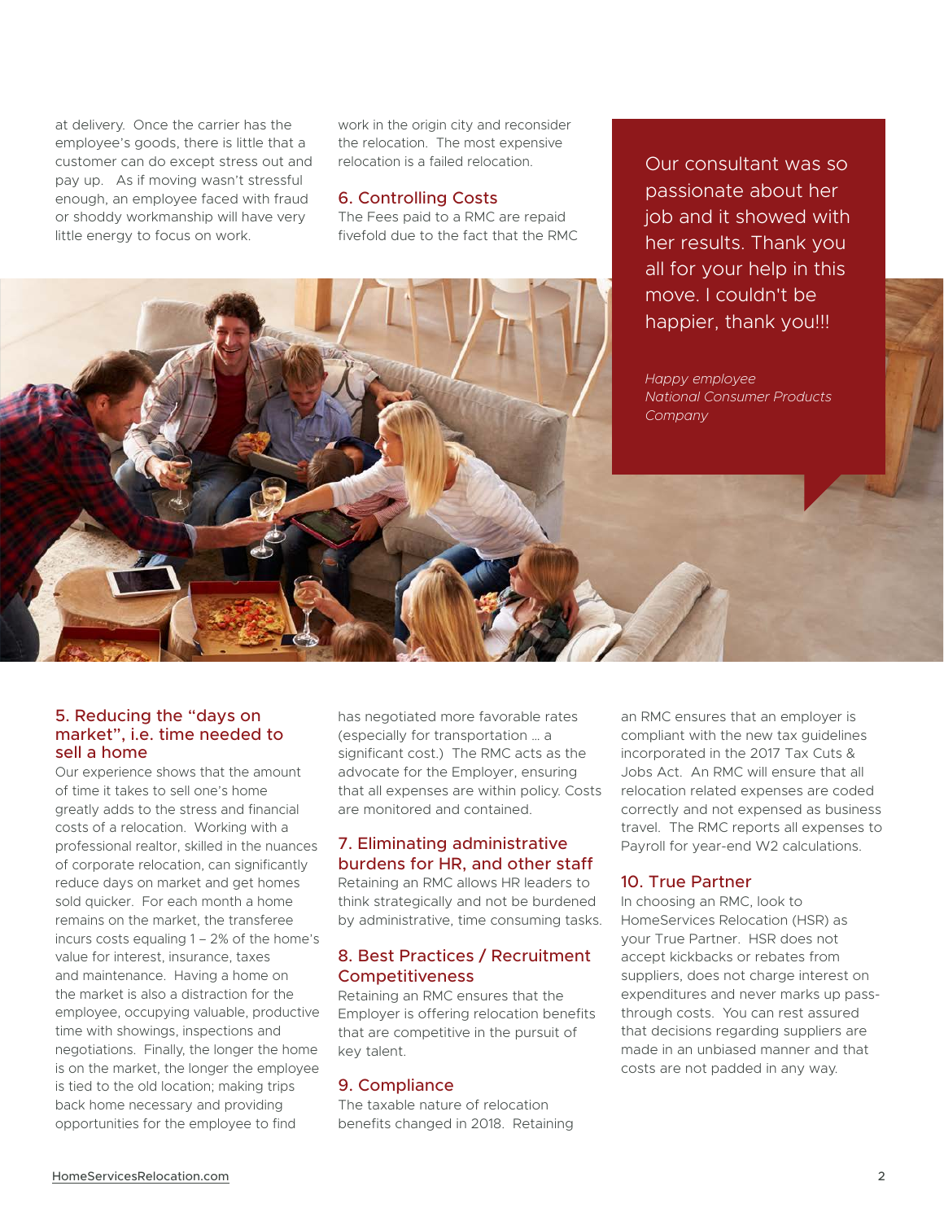at delivery. Once the carrier has the employee's goods, there is little that a customer can do except stress out and pay up. As if moving wasn't stressful enough, an employee faced with fraud or shoddy workmanship will have very little energy to focus on work.

## 5. Reducing the "days on market", i.e. time needed to sell a home

Our experience shows that the amount of time it takes to sell one's home greatly adds to the stress and financial costs of a relocation. Working with a professional realtor, skilled in the nuances of corporate relocation, can significantly reduce days on market and get homes sold quicker. For each month a home remains on the market, the transferee incurs costs equaling 1 – 2% of the home's value for interest, insurance, taxes and maintenance. Having a home on the market is also a distraction for the employee, occupying valuable, productive time with showings, inspections and negotiations. Finally, the longer the home is on the market, the longer the employee is tied to the old location; making trips back home necessary and providing opportunities for the employee to find work in the origin city and reconsider the relocation. The most expensive relocation is a failed relocation.

## 6. Controlling Costs

The Fees paid to a RMC are repaid fivefold due to the fact that the RMC has negotiated more favorable rates (especially for transportation … a significant cost.) The RMC acts as the advocate for the Employer, ensuring that all expenses are within policy. Costs are monitored and contained.

> Our consultant was so passionate about her job and it showed with her results. Thank you all for your help in this move. I couldn't be happier, thank you!!!
>
> *Happy employee*
> *National Consumer Products Company*

## 7. Eliminating administrative burdens for HR, and other staff

Retaining an RMC allows HR leaders to think strategically and not be burdened by administrative, time consuming tasks.

## 8. Best Practices / Recruitment Competitiveness

Retaining an RMC ensures that the Employer is offering relocation benefits that are competitive in the pursuit of key talent.

## 9. Compliance

The taxable nature of relocation benefits changed in 2018. Retaining an RMC ensures that an employer is compliant with the new tax guidelines incorporated in the 2017 Tax Cuts & Jobs Act. An RMC will ensure that all relocation related expenses are coded correctly and not expensed as business travel. The RMC reports all expenses to Payroll for year-end W2 calculations.

## 10. True Partner

In choosing an RMC, look to HomeServices Relocation (HSR) as your True Partner. HSR does not accept kickbacks or rebates from suppliers, does not charge interest on expenditures and never marks up pass-through costs. You can rest assured that decisions regarding suppliers are made in an unbiased manner and that costs are not padded in any way.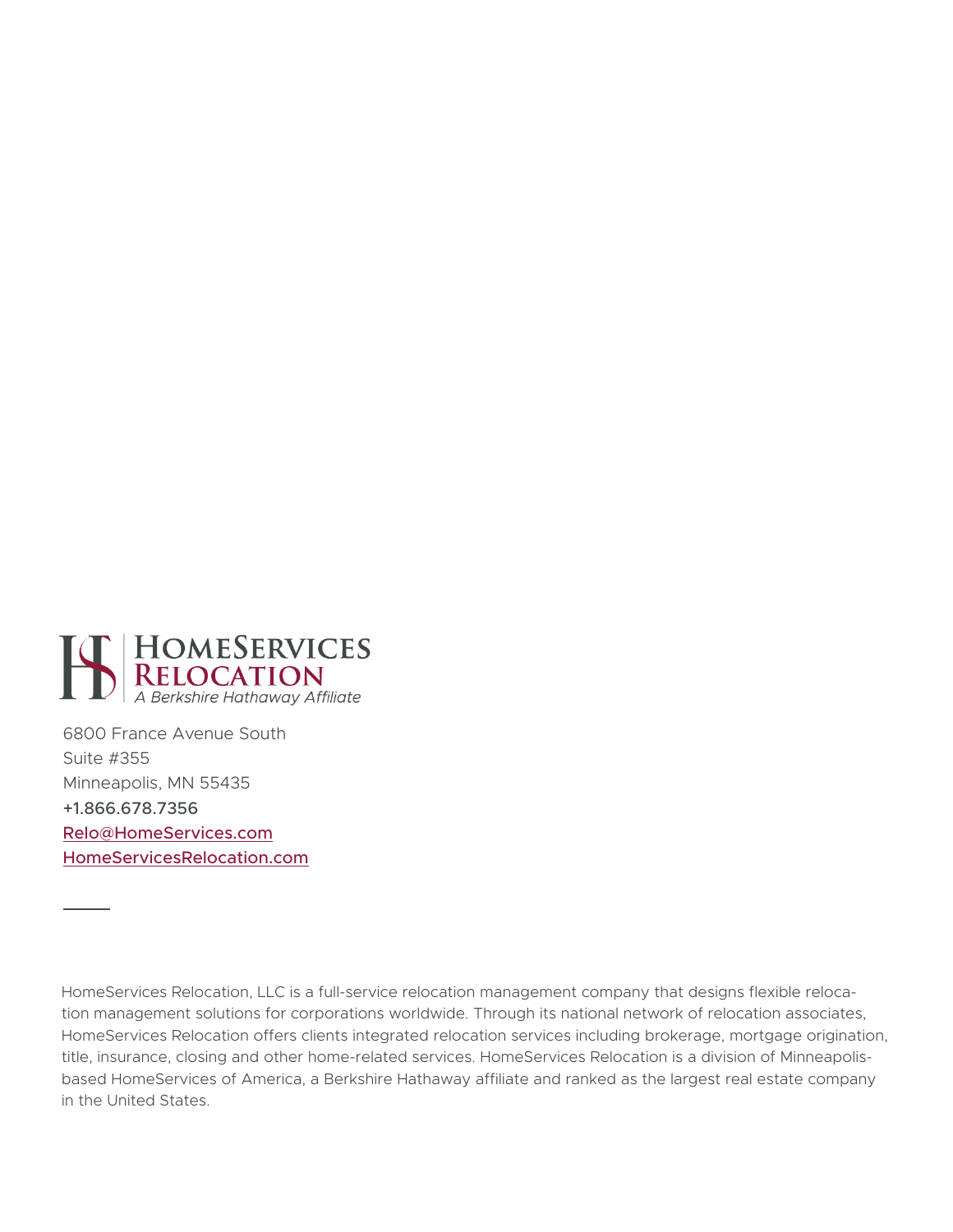HOMESERVICES
RELOCATION
*A Berkshire Hathaway Affiliate*

6800 France Avenue South
Suite #355
Minneapolis, MN 55435
+1.866.678.7356
Relo@HomeServices.com
HomeServicesRelocation.com

HomeServices Relocation, LLC is a full-service relocation management company that designs flexible relocation management solutions for corporations worldwide. Through its national network of relocation associates, HomeServices Relocation offers clients integrated relocation services including brokerage, mortgage origination, title, insurance, closing and other home-related services. HomeServices Relocation is a division of Minneapolis-based HomeServices of America, a Berkshire Hathaway affiliate and ranked as the largest real estate company in the United States.